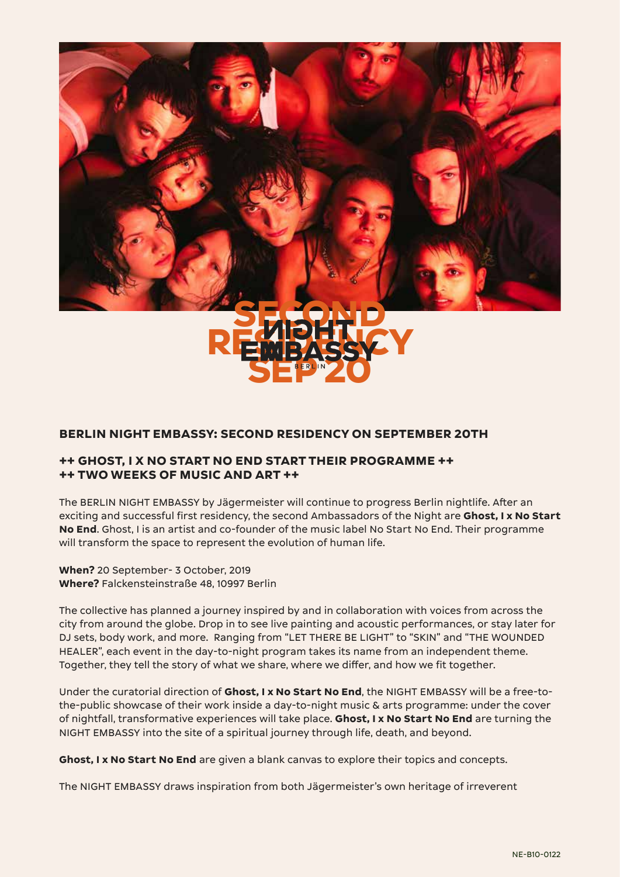## BERLIN NIGHT EMBASSY: SECOND RESIDENCY ON SEPTEMBER 20TH

### ++ GHOST, I X NO START NO END START THEIR PROGRAMME ++
### ++ TWO WEEKS OF MUSIC AND ART ++

The BERLIN NIGHT EMBASSY by Jägermeister will continue to progress Berlin nightlife. After an exciting and successful first residency, the second Ambassadors of the Night are **Ghost, I x No Start No End**. Ghost, I is an artist and co-founder of the music label No Start No End. Their programme will transform the space to represent the evolution of human life.

**When?** 20 September- 3 October, 2019
**Where?** Falckensteinstraße 48, 10997 Berlin

The collective has planned a journey inspired by and in collaboration with voices from across the city from around the globe. Drop in to see live painting and acoustic performances, or stay later for DJ sets, body work, and more. Ranging from "LET THERE BE LIGHT" to "SKIN" and "THE WOUNDED HEALER", each event in the day-to-night program takes its name from an independent theme. Together, they tell the story of what we share, where we differ, and how we fit together.

Under the curatorial direction of **Ghost, I x No Start No End**, the NIGHT EMBASSY will be a free-to-the-public showcase of their work inside a day-to-night music & arts programme: under the cover of nightfall, transformative experiences will take place. **Ghost, I x No Start No End** are turning the NIGHT EMBASSY into the site of a spiritual journey through life, death, and beyond.

**Ghost, I x No Start No End** are given a blank canvas to explore their topics and concepts.

The NIGHT EMBASSY draws inspiration from both Jägermeister's own heritage of irreverent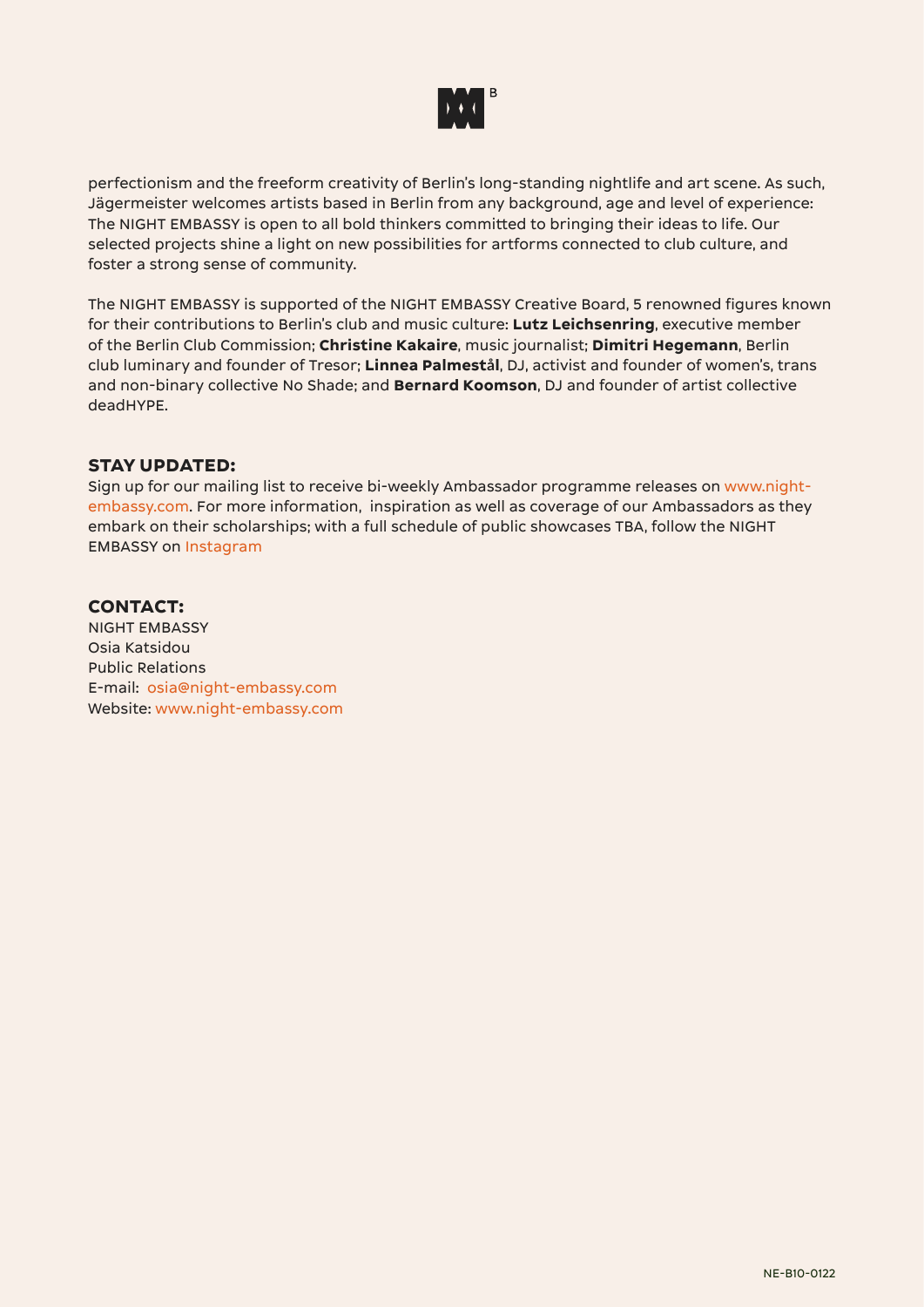perfectionism and the freeform creativity of Berlin's long-standing nightlife and art scene. As such, Jägermeister welcomes artists based in Berlin from any background, age and level of experience: The NIGHT EMBASSY is open to all bold thinkers committed to bringing their ideas to life. Our selected projects shine a light on new possibilities for artforms connected to club culture, and foster a strong sense of community.

The NIGHT EMBASSY is supported of the NIGHT EMBASSY Creative Board, 5 renowned figures known for their contributions to Berlin's club and music culture: **Lutz Leichsenring**, executive member of the Berlin Club Commission; **Christine Kakaire**, music journalist; **Dimitri Hegemann**, Berlin club luminary and founder of Tresor; **Linnea Palmestål**, DJ, activist and founder of women's, trans and non-binary collective No Shade; and **Bernard Koomson**, DJ and founder of artist collective deadHYPE.

## STAY UPDATED:

Sign up for our mailing list to receive bi-weekly Ambassador programme releases on www.night-embassy.com. For more information, inspiration as well as coverage of our Ambassadors as they embark on their scholarships; with a full schedule of public showcases TBA, follow the NIGHT EMBASSY on Instagram

## CONTACT:

NIGHT EMBASSY
Osia Katsidou
Public Relations
E-mail: osia@night-embassy.com
Website: www.night-embassy.com

NE-B10-0122